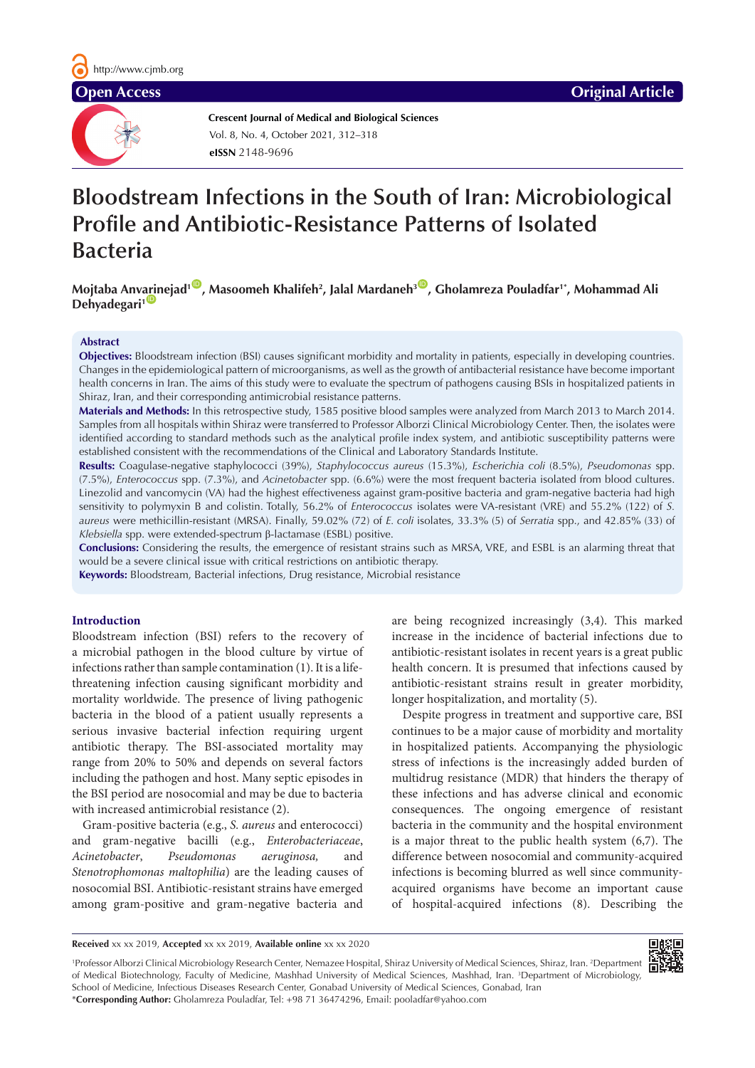Open Access

Original Article

**Crescent Journal of Medical and Biological Sciences**
Vol. 8, No. 4, October 2021, 312–318
**eISSN** 2148-9696

# Bloodstream Infections in the South of Iran: Microbiological Profile and Antibiotic-Resistance Patterns of Isolated Bacteria

**Mojtaba Anvarinejad[1], Masoomeh Khalifeh[2], Jalal Mardaneh[3], Gholamreza Pouladfar[1*], Mohammad Ali Dehyadegari[1]**

## Abstract

**Objectives:** Bloodstream infection (BSI) causes significant morbidity and mortality in patients, especially in developing countries. Changes in the epidemiological pattern of microorganisms, as well as the growth of antibacterial resistance have become important health concerns in Iran. The aims of this study were to evaluate the spectrum of pathogens causing BSIs in hospitalized patients in Shiraz, Iran, and their corresponding antimicrobial resistance patterns.

**Materials and Methods:** In this retrospective study, 1585 positive blood samples were analyzed from March 2013 to March 2014. Samples from all hospitals within Shiraz were transferred to Professor Alborzi Clinical Microbiology Center. Then, the isolates were identified according to standard methods such as the analytical profile index system, and antibiotic susceptibility patterns were established consistent with the recommendations of the Clinical and Laboratory Standards Institute.

**Results:** Coagulase-negative staphylococci (39%), *Staphylococcus aureus* (15.3%), *Escherichia coli* (8.5%), *Pseudomonas* spp. (7.5%), *Enterococcus* spp. (7.3%), and *Acinetobacter* spp. (6.6%) were the most frequent bacteria isolated from blood cultures. Linezolid and vancomycin (VA) had the highest effectiveness against gram-positive bacteria and gram-negative bacteria had high sensitivity to polymyxin B and colistin. Totally, 56.2% of *Enterococcus* isolates were VA-resistant (VRE) and 55.2% (122) of *S. aureus* were methicillin-resistant (MRSA). Finally, 59.02% (72) of *E. coli* isolates, 33.3% (5) of *Serratia* spp., and 42.85% (33) of *Klebsiella* spp. were extended-spectrum β-lactamase (ESBL) positive.

**Conclusions:** Considering the results, the emergence of resistant strains such as MRSA, VRE, and ESBL is an alarming threat that would be a severe clinical issue with critical restrictions on antibiotic therapy.

**Keywords:** Bloodstream, Bacterial infections, Drug resistance, Microbial resistance

## Introduction

Bloodstream infection (BSI) refers to the recovery of a microbial pathogen in the blood culture by virtue of infections rather than sample contamination (1). It is a life-threatening infection causing significant morbidity and mortality worldwide. The presence of living pathogenic bacteria in the blood of a patient usually represents a serious invasive bacterial infection requiring urgent antibiotic therapy. The BSI-associated mortality may range from 20% to 50% and depends on several factors including the pathogen and host. Many septic episodes in the BSI period are nosocomial and may be due to bacteria with increased antimicrobial resistance (2).

Gram-positive bacteria (e.g., *S. aureus* and enterococci) and gram-negative bacilli (e.g., *Enterobacteriaceae*, *Acinetobacter*, *Pseudomonas aeruginosa*, and *Stenotrophomonas maltophilia*) are the leading causes of nosocomial BSI. Antibiotic-resistant strains have emerged among gram-positive and gram-negative bacteria and are being recognized increasingly (3,4). This marked increase in the incidence of bacterial infections due to antibiotic-resistant isolates in recent years is a great public health concern. It is presumed that infections caused by antibiotic-resistant strains result in greater morbidity, longer hospitalization, and mortality (5).

Despite progress in treatment and supportive care, BSI continues to be a major cause of morbidity and mortality in hospitalized patients. Accompanying the physiologic stress of infections is the increasingly added burden of multidrug resistance (MDR) that hinders the therapy of these infections and has adverse clinical and economic consequences. The ongoing emergence of resistant bacteria in the community and the hospital environment is a major threat to the public health system (6,7). The difference between nosocomial and community-acquired infections is becoming blurred as well since community-acquired organisms have become an important cause of hospital-acquired infections (8). Describing the

**Received** xx xx 2019, **Accepted** xx xx 2019, **Available online** xx xx 2020

[1]Professor Alborzi Clinical Microbiology Research Center, Nemazee Hospital, Shiraz University of Medical Sciences, Shiraz, Iran. [2]Department of Medical Biotechnology, Faculty of Medicine, Mashhad University of Medical Sciences, Mashhad, Iran. [3]Department of Microbiology, School of Medicine, Infectious Diseases Research Center, Gonabad University of Medical Sciences, Gonabad, Iran
*Corresponding Author: Gholamreza Pouladfar, Tel: +98 71 36474296, Email: pooladfar@yahoo.com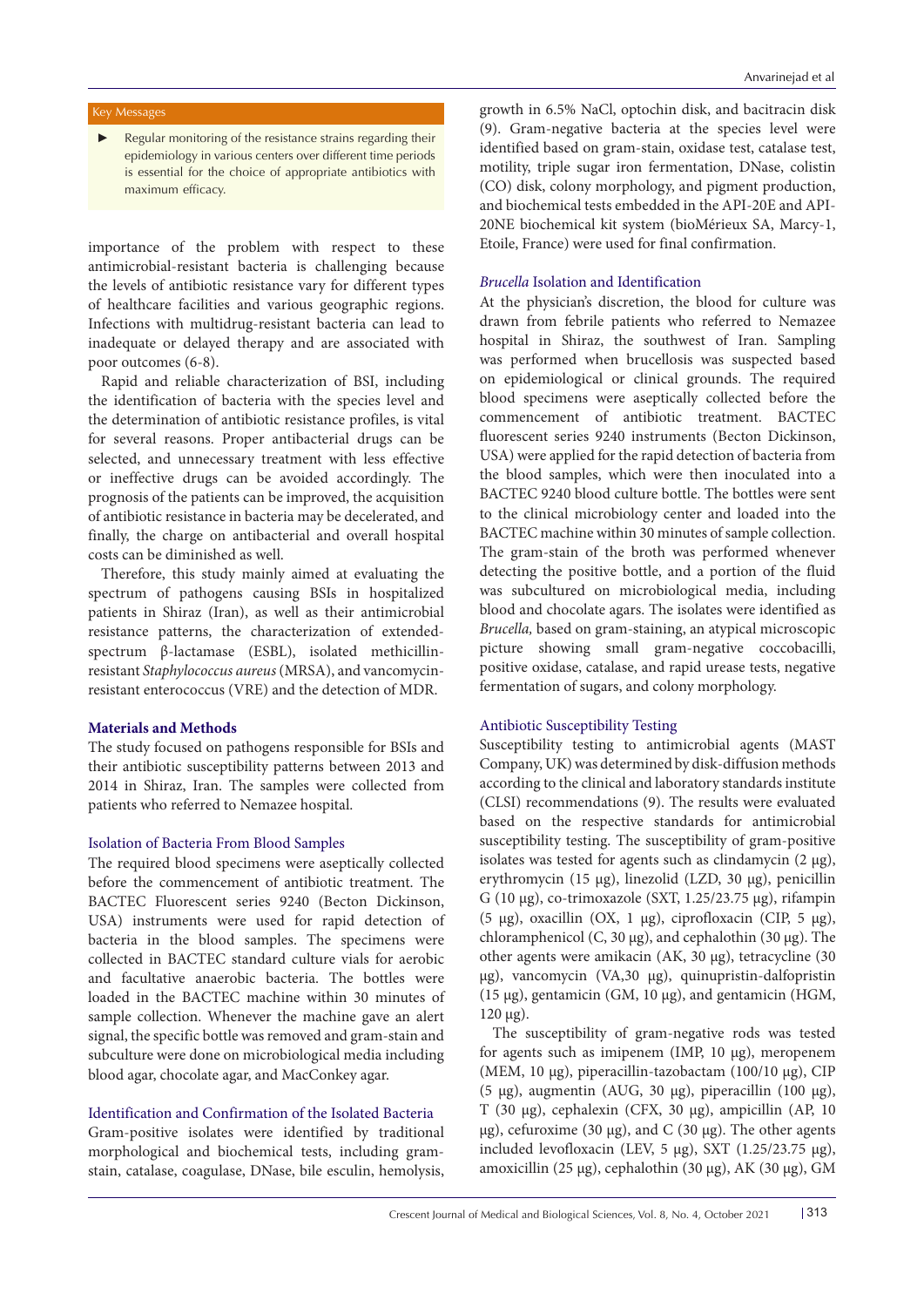Key Messages

- Regular monitoring of the resistance strains regarding their epidemiology in various centers over different time periods is essential for the choice of appropriate antibiotics with maximum efficacy.

importance of the problem with respect to these antimicrobial-resistant bacteria is challenging because the levels of antibiotic resistance vary for different types of healthcare facilities and various geographic regions. Infections with multidrug-resistant bacteria can lead to inadequate or delayed therapy and are associated with poor outcomes (6-8).

Rapid and reliable characterization of BSI, including the identification of bacteria with the species level and the determination of antibiotic resistance profiles, is vital for several reasons. Proper antibacterial drugs can be selected, and unnecessary treatment with less effective or ineffective drugs can be avoided accordingly. The prognosis of the patients can be improved, the acquisition of antibiotic resistance in bacteria may be decelerated, and finally, the charge on antibacterial and overall hospital costs can be diminished as well.

Therefore, this study mainly aimed at evaluating the spectrum of pathogens causing BSIs in hospitalized patients in Shiraz (Iran), as well as their antimicrobial resistance patterns, the characterization of extended-spectrum β-lactamase (ESBL), isolated methicillin-resistant *Staphylococcus aureus* (MRSA), and vancomycin-resistant enterococcus (VRE) and the detection of MDR.

## Materials and Methods

The study focused on pathogens responsible for BSIs and their antibiotic susceptibility patterns between 2013 and 2014 in Shiraz, Iran. The samples were collected from patients who referred to Nemazee hospital.

### Isolation of Bacteria From Blood Samples

The required blood specimens were aseptically collected before the commencement of antibiotic treatment. The BACTEC Fluorescent series 9240 (Becton Dickinson, USA) instruments were used for rapid detection of bacteria in the blood samples. The specimens were collected in BACTEC standard culture vials for aerobic and facultative anaerobic bacteria. The bottles were loaded in the BACTEC machine within 30 minutes of sample collection. Whenever the machine gave an alert signal, the specific bottle was removed and gram-stain and subculture were done on microbiological media including blood agar, chocolate agar, and MacConkey agar.

### Identification and Confirmation of the Isolated Bacteria

Gram-positive isolates were identified by traditional morphological and biochemical tests, including gram-stain, catalase, coagulase, DNase, bile esculin, hemolysis, growth in 6.5% NaCl, optochin disk, and bacitracin disk (9). Gram-negative bacteria at the species level were identified based on gram-stain, oxidase test, catalase test, motility, triple sugar iron fermentation, DNase, colistin (CO) disk, colony morphology, and pigment production, and biochemical tests embedded in the API-20E and API-20NE biochemical kit system (bioMérieux SA, Marcy-1, Etoile, France) were used for final confirmation.

### *Brucella* Isolation and Identification

At the physician's discretion, the blood for culture was drawn from febrile patients who referred to Nemazee hospital in Shiraz, the southwest of Iran. Sampling was performed when brucellosis was suspected based on epidemiological or clinical grounds. The required blood specimens were aseptically collected before the commencement of antibiotic treatment. BACTEC fluorescent series 9240 instruments (Becton Dickinson, USA) were applied for the rapid detection of bacteria from the blood samples, which were then inoculated into a BACTEC 9240 blood culture bottle. The bottles were sent to the clinical microbiology center and loaded into the BACTEC machine within 30 minutes of sample collection. The gram-stain of the broth was performed whenever detecting the positive bottle, and a portion of the fluid was subcultured on microbiological media, including blood and chocolate agars. The isolates were identified as *Brucella,* based on gram-staining, an atypical microscopic picture showing small gram-negative coccobacilli, positive oxidase, catalase, and rapid urease tests, negative fermentation of sugars, and colony morphology.

### Antibiotic Susceptibility Testing

Susceptibility testing to antimicrobial agents (MAST Company, UK) was determined by disk-diffusion methods according to the clinical and laboratory standards institute (CLSI) recommendations (9). The results were evaluated based on the respective standards for antimicrobial susceptibility testing. The susceptibility of gram-positive isolates was tested for agents such as clindamycin (2 µg), erythromycin (15 µg), linezolid (LZD, 30 µg), penicillin G (10 µg), co-trimoxazole (SXT, 1.25/23.75 µg), rifampin (5 µg), oxacillin (OX, 1 µg), ciprofloxacin (CIP, 5 µg), chloramphenicol (C, 30 µg), and cephalothin (30 µg). The other agents were amikacin (AK, 30 µg), tetracycline (30 µg), vancomycin (VA,30 µg), quinupristin-dalfopristin (15 µg), gentamicin (GM, 10 µg), and gentamicin (HGM, 120 µg).

The susceptibility of gram-negative rods was tested for agents such as imipenem (IMP, 10 µg), meropenem (MEM, 10 µg), piperacillin-tazobactam (100/10 µg), CIP (5 µg), augmentin (AUG, 30 µg), piperacillin (100 µg), T (30 µg), cephalexin (CFX, 30 µg), ampicillin (AP, 10 µg), cefuroxime (30 µg), and C (30 µg). The other agents included levofloxacin (LEV, 5 µg), SXT (1.25/23.75 µg), amoxicillin (25 µg), cephalothin (30 µg), AK (30 µg), GM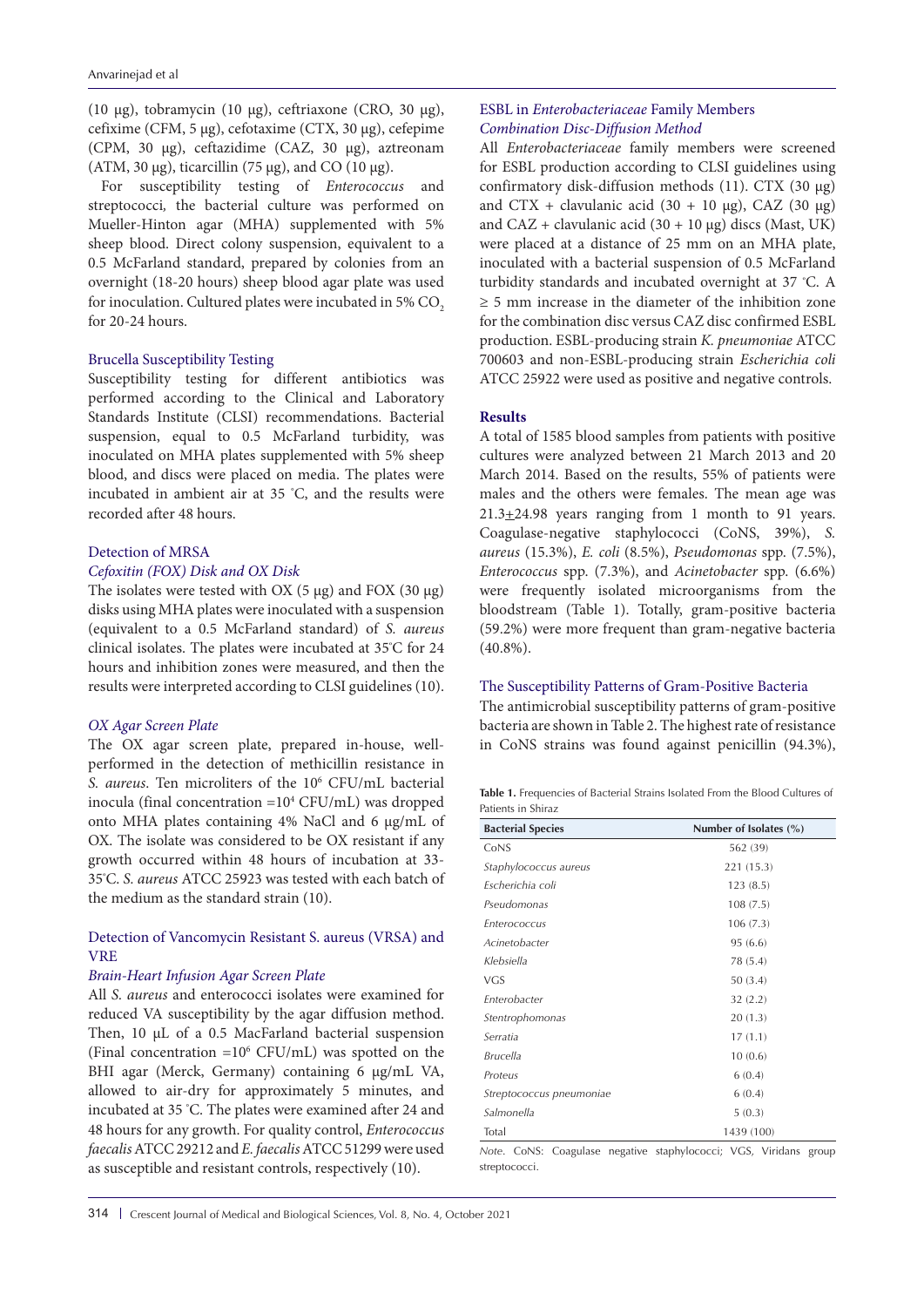(10 µg), tobramycin (10 µg), ceftriaxone (CRO, 30 µg), cefixime (CFM, 5 µg), cefotaxime (CTX, 30 µg), cefepime (CPM, 30 µg), ceftazidime (CAZ, 30 µg), aztreonam (ATM, 30 µg), ticarcillin (75 µg), and CO (10 µg).

For susceptibility testing of *Enterococcus* and streptococci, the bacterial culture was performed on Mueller-Hinton agar (MHA) supplemented with 5% sheep blood. Direct colony suspension, equivalent to a 0.5 McFarland standard, prepared by colonies from an overnight (18-20 hours) sheep blood agar plate was used for inoculation. Cultured plates were incubated in 5% $CO_2$ for 20-24 hours.

### Brucella Susceptibility Testing

Susceptibility testing for different antibiotics was performed according to the Clinical and Laboratory Standards Institute (CLSI) recommendations. Bacterial suspension, equal to 0.5 McFarland turbidity, was inoculated on MHA plates supplemented with 5% sheep blood, and discs were placed on media. The plates were incubated in ambient air at 35 °C, and the results were recorded after 48 hours.

### Detection of MRSA

#### *Cefoxitin (FOX) Disk and OX Disk*

The isolates were tested with OX (5 µg) and FOX (30 µg) disks using MHA plates were inoculated with a suspension (equivalent to a 0.5 McFarland standard) of *S. aureus* clinical isolates. The plates were incubated at 35°C for 24 hours and inhibition zones were measured, and then the results were interpreted according to CLSI guidelines (10).

#### *OX Agar Screen Plate*

The OX agar screen plate, prepared in-house, well-performed in the detection of methicillin resistance in *S. aureus*. Ten microliters of the $10^6$ CFU/mL bacterial inocula (final concentration $=10^4$ CFU/mL) was dropped onto MHA plates containing 4% NaCl and 6 µg/mL of OX. The isolate was considered to be OX resistant if any growth occurred within 48 hours of incubation at 33-35°C. *S. aureus* ATCC 25923 was tested with each batch of the medium as the standard strain (10).

### Detection of Vancomycin Resistant S. aureus (VRSA) and VRE

#### *Brain-Heart Infusion Agar Screen Plate*

All *S. aureus* and enterococci isolates were examined for reduced VA susceptibility by the agar diffusion method. Then, 10 µL of a 0.5 MacFarland bacterial suspension (Final concentration $=10^6$ CFU/mL) was spotted on the BHI agar (Merck, Germany) containing 6 µg/mL VA, allowed to air-dry for approximately 5 minutes, and incubated at 35 °C. The plates were examined after 24 and 48 hours for any growth. For quality control, *Enterococcus faecalis* ATCC 29212 and *E. faecalis* ATCC 51299 were used as susceptible and resistant controls, respectively (10).

### ESBL in *Enterobacteriaceae* Family Members

#### *Combination Disc-Diffusion Method*

All *Enterobacteriaceae* family members were screened for ESBL production according to CLSI guidelines using confirmatory disk-diffusion methods (11). CTX (30 µg) and CTX + clavulanic acid (30 + 10 µg), CAZ (30 µg) and CAZ + clavulanic acid (30 + 10 µg) discs (Mast, UK) were placed at a distance of 25 mm on an MHA plate, inoculated with a bacterial suspension of 0.5 McFarland turbidity standards and incubated overnight at 37 °C. A ≥ 5 mm increase in the diameter of the inhibition zone for the combination disc versus CAZ disc confirmed ESBL production. ESBL-producing strain *K. pneumoniae* ATCC 700603 and non-ESBL-producing strain *Escherichia coli* ATCC 25922 were used as positive and negative controls.

## Results

A total of 1585 blood samples from patients with positive cultures were analyzed between 21 March 2013 and 20 March 2014. Based on the results, 55% of patients were males and the others were females. The mean age was 21.3±24.98 years ranging from 1 month to 91 years. Coagulase-negative staphylococci (CoNS, 39%), *S. aureus* (15.3%), *E. coli* (8.5%), *Pseudomonas* spp. (7.5%), *Enterococcus* spp. (7.3%), and *Acinetobacter* spp. (6.6%) were frequently isolated microorganisms from the bloodstream (Table 1). Totally, gram-positive bacteria (59.2%) were more frequent than gram-negative bacteria (40.8%).

### The Susceptibility Patterns of Gram-Positive Bacteria

The antimicrobial susceptibility patterns of gram-positive bacteria are shown in Table 2. The highest rate of resistance in CoNS strains was found against penicillin (94.3%),

**Table 1.** Frequencies of Bacterial Strains Isolated From the Blood Cultures of Patients in Shiraz

| Bacterial Species | Number of Isolates (%) |
|---|---|
| CoNS | 562 (39) |
| *Staphylococcus aureus* | 221 (15.3) |
| *Escherichia coli* | 123 (8.5) |
| *Pseudomonas* | 108 (7.5) |
| *Enterococcus* | 106 (7.3) |
| *Acinetobacter* | 95 (6.6) |
| *Klebsiella* | 78 (5.4) |
| VGS | 50 (3.4) |
| *Enterobacter* | 32 (2.2) |
| *Stentrophomonas* | 20 (1.3) |
| *Serratia* | 17 (1.1) |
| *Brucella* | 10 (0.6) |
| *Proteus* | 6 (0.4) |
| *Streptococcus pneumoniae* | 6 (0.4) |
| *Salmonella* | 5 (0.3) |
| Total | 1439 (100) |

*Note*. CoNS: Coagulase negative staphylococci; VGS, Viridans group streptococci.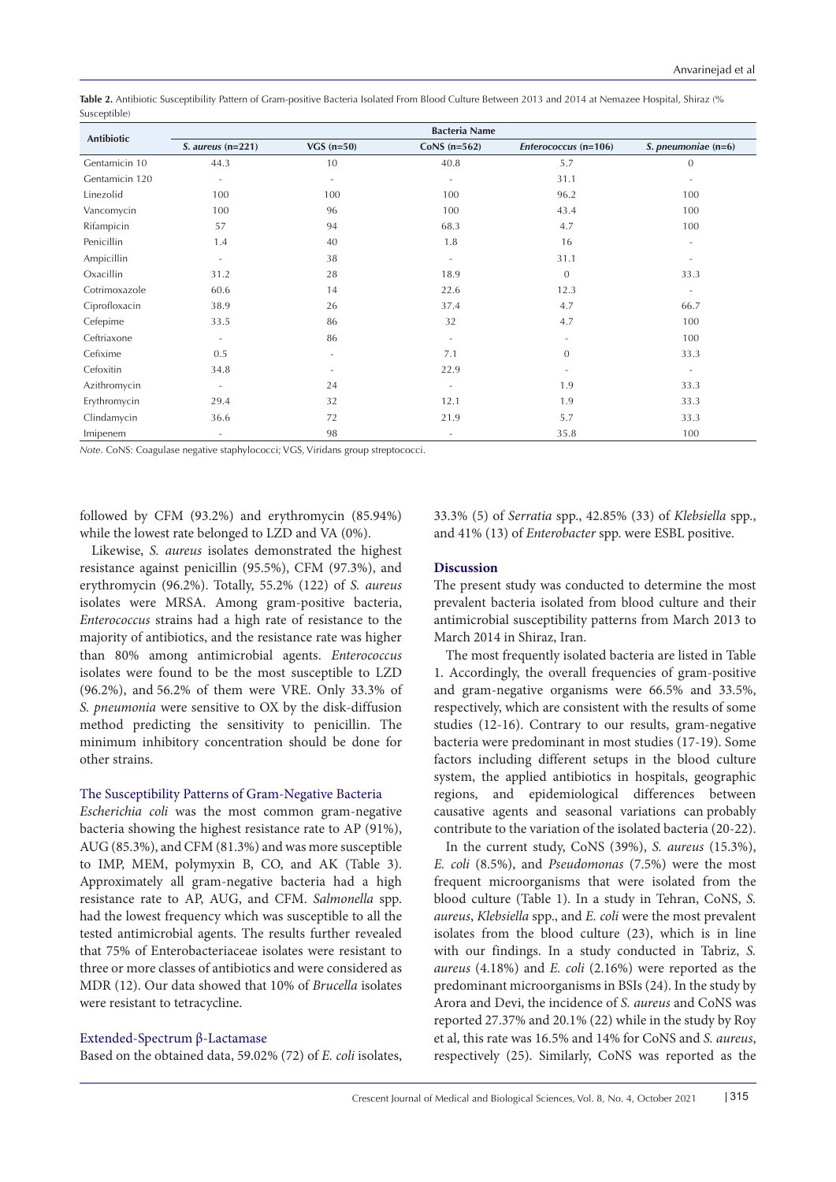**Table 2.** Antibiotic Susceptibility Pattern of Gram-positive Bacteria Isolated From Blood Culture Between 2013 and 2014 at Nemazee Hospital, Shiraz (% Susceptible)

| Antibiotic | Bacteria Name | | | | |
|---|---|---|---|---|---|
| | *S. aureus* (n=221) | VGS (n=50) | CoNS (n=562) | *Enterococcus* (n=106) | *S. pneumoniae* (n=6) |
| Gentamicin 10 | 44.3 | 10 | 40.8 | 5.7 | 0 |
| Gentamicin 120 | - | - | - | 31.1 | - |
| Linezolid | 100 | 100 | 100 | 96.2 | 100 |
| Vancomycin | 100 | 96 | 100 | 43.4 | 100 |
| Rifampicin | 57 | 94 | 68.3 | 4.7 | 100 |
| Penicillin | 1.4 | 40 | 1.8 | 16 | - |
| Ampicillin | - | 38 | - | 31.1 | - |
| Oxacillin | 31.2 | 28 | 18.9 | 0 | 33.3 |
| Cotrimoxazole | 60.6 | 14 | 22.6 | 12.3 | - |
| Ciprofloxacin | 38.9 | 26 | 37.4 | 4.7 | 66.7 |
| Cefepime | 33.5 | 86 | 32 | 4.7 | 100 |
| Ceftriaxone | - | 86 | - | - | 100 |
| Cefixime | 0.5 | - | 7.1 | 0 | 33.3 |
| Cefoxitin | 34.8 | - | 22.9 | - | - |
| Azithromycin | - | 24 | - | 1.9 | 33.3 |
| Erythromycin | 29.4 | 32 | 12.1 | 1.9 | 33.3 |
| Clindamycin | 36.6 | 72 | 21.9 | 5.7 | 33.3 |
| Imipenem | - | 98 | - | 35.8 | 100 |

*Note*. CoNS: Coagulase negative staphylococci; VGS, Viridans group streptococci.

followed by CFM (93.2%) and erythromycin (85.94%) while the lowest rate belonged to LZD and VA (0%).

Likewise, *S. aureus* isolates demonstrated the highest resistance against penicillin (95.5%), CFM (97.3%), and erythromycin (96.2%). Totally, 55.2% (122) of *S. aureus* isolates were MRSA. Among gram-positive bacteria, *Enterococcus* strains had a high rate of resistance to the majority of antibiotics, and the resistance rate was higher than 80% among antimicrobial agents. *Enterococcus* isolates were found to be the most susceptible to LZD (96.2%), and 56.2% of them were VRE. Only 33.3% of *S. pneumonia* were sensitive to OX by the disk-diffusion method predicting the sensitivity to penicillin. The minimum inhibitory concentration should be done for other strains.

### The Susceptibility Patterns of Gram-Negative Bacteria

*Escherichia coli* was the most common gram-negative bacteria showing the highest resistance rate to AP (91%), AUG (85.3%), and CFM (81.3%) and was more susceptible to IMP, MEM, polymyxin B, CO, and AK (Table 3). Approximately all gram-negative bacteria had a high resistance rate to AP, AUG, and CFM. *Salmonella* spp. had the lowest frequency which was susceptible to all the tested antimicrobial agents. The results further revealed that 75% of Enterobacteriaceae isolates were resistant to three or more classes of antibiotics and were considered as MDR (12). Our data showed that 10% of *Brucella* isolates were resistant to tetracycline.

### Extended-Spectrum β-Lactamase

Based on the obtained data, 59.02% (72) of *E. coli* isolates, 33.3% (5) of *Serratia* spp., 42.85% (33) of *Klebsiella* spp., and 41% (13) of *Enterobacter* spp. were ESBL positive.

## Discussion

The present study was conducted to determine the most prevalent bacteria isolated from blood culture and their antimicrobial susceptibility patterns from March 2013 to March 2014 in Shiraz, Iran.

The most frequently isolated bacteria are listed in Table 1. Accordingly, the overall frequencies of gram-positive and gram-negative organisms were 66.5% and 33.5%, respectively, which are consistent with the results of some studies (12-16). Contrary to our results, gram-negative bacteria were predominant in most studies (17-19). Some factors including different setups in the blood culture system, the applied antibiotics in hospitals, geographic regions, and epidemiological differences between causative agents and seasonal variations can probably contribute to the variation of the isolated bacteria (20-22).

In the current study, CoNS (39%), *S. aureus* (15.3%), *E. coli* (8.5%), and *Pseudomonas* (7.5%) were the most frequent microorganisms that were isolated from the blood culture (Table 1). In a study in Tehran, CoNS, *S. aureus*, *Klebsiella* spp., and *E. coli* were the most prevalent isolates from the blood culture (23), which is in line with our findings. In a study conducted in Tabriz, *S. aureus* (4.18%) and *E. coli* (2.16%) were reported as the predominant microorganisms in BSIs (24). In the study by Arora and Devi, the incidence of *S. aureus* and CoNS was reported 27.37% and 20.1% (22) while in the study by Roy et al, this rate was 16.5% and 14% for CoNS and *S. aureus*, respectively (25). Similarly, CoNS was reported as the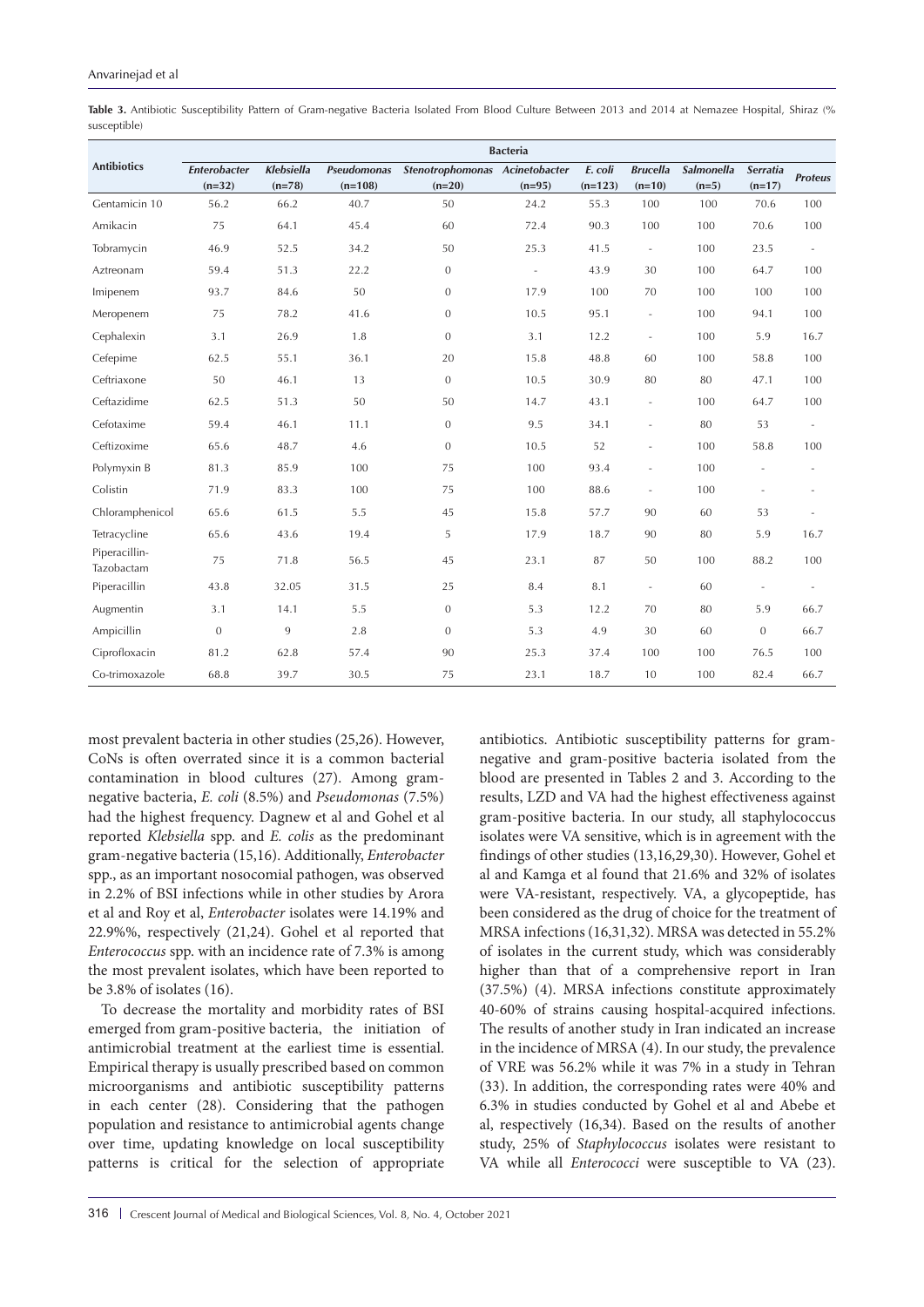**Table 3.** Antibiotic Susceptibility Pattern of Gram-negative Bacteria Isolated From Blood Culture Between 2013 and 2014 at Nemazee Hospital, Shiraz (% susceptible)

| Antibiotics | Bacteria | | | | | | | | | |
|---|---|---|---|---|---|---|---|---|---|---|
| | *Enterobacter* (n=32) | *Klebsiella* (n=78) | *Pseudomonas* (n=108) | *Stenotrophomonas* (n=20) | *Acinetobacter* (n=95) | *E. coli* (n=123) | *Brucella* (n=10) | *Salmonella* (n=5) | *Serratia* (n=17) | *Proteus* |
| Gentamicin 10 | 56.2 | 66.2 | 40.7 | 50 | 24.2 | 55.3 | 100 | 100 | 70.6 | 100 |
| Amikacin | 75 | 64.1 | 45.4 | 60 | 72.4 | 90.3 | 100 | 100 | 70.6 | 100 |
| Tobramycin | 46.9 | 52.5 | 34.2 | 50 | 25.3 | 41.5 | - | 100 | 23.5 | - |
| Aztreonam | 59.4 | 51.3 | 22.2 | 0 | - | 43.9 | 30 | 100 | 64.7 | 100 |
| Imipenem | 93.7 | 84.6 | 50 | 0 | 17.9 | 100 | 70 | 100 | 100 | 100 |
| Meropenem | 75 | 78.2 | 41.6 | 0 | 10.5 | 95.1 | - | 100 | 94.1 | 100 |
| Cephalexin | 3.1 | 26.9 | 1.8 | 0 | 3.1 | 12.2 | - | 100 | 5.9 | 16.7 |
| Cefepime | 62.5 | 55.1 | 36.1 | 20 | 15.8 | 48.8 | 60 | 100 | 58.8 | 100 |
| Ceftriaxone | 50 | 46.1 | 13 | 0 | 10.5 | 30.9 | 80 | 80 | 47.1 | 100 |
| Ceftazidime | 62.5 | 51.3 | 50 | 50 | 14.7 | 43.1 | - | 100 | 64.7 | 100 |
| Cefotaxime | 59.4 | 46.1 | 11.1 | 0 | 9.5 | 34.1 | - | 80 | 53 | - |
| Ceftizoxime | 65.6 | 48.7 | 4.6 | 0 | 10.5 | 52 | - | 100 | 58.8 | 100 |
| Polymyxin B | 81.3 | 85.9 | 100 | 75 | 100 | 93.4 | - | 100 | - | - |
| Colistin | 71.9 | 83.3 | 100 | 75 | 100 | 88.6 | - | 100 | - | - |
| Chloramphenicol | 65.6 | 61.5 | 5.5 | 45 | 15.8 | 57.7 | 90 | 60 | 53 | - |
| Tetracycline | 65.6 | 43.6 | 19.4 | 5 | 17.9 | 18.7 | 90 | 80 | 5.9 | 16.7 |
| Piperacillin-Tazobactam | 75 | 71.8 | 56.5 | 45 | 23.1 | 87 | 50 | 100 | 88.2 | 100 |
| Piperacillin | 43.8 | 32.05 | 31.5 | 25 | 8.4 | 8.1 | - | 60 | - | - |
| Augmentin | 3.1 | 14.1 | 5.5 | 0 | 5.3 | 12.2 | 70 | 80 | 5.9 | 66.7 |
| Ampicillin | 0 | 9 | 2.8 | 0 | 5.3 | 4.9 | 30 | 60 | 0 | 66.7 |
| Ciprofloxacin | 81.2 | 62.8 | 57.4 | 90 | 25.3 | 37.4 | 100 | 100 | 76.5 | 100 |
| Co-trimoxazole | 68.8 | 39.7 | 30.5 | 75 | 23.1 | 18.7 | 10 | 100 | 82.4 | 66.7 |

most prevalent bacteria in other studies (25,26). However, CoNs is often overrated since it is a common bacterial contamination in blood cultures (27). Among gram-negative bacteria, *E. coli* (8.5%) and *Pseudomonas* (7.5%) had the highest frequency. Dagnew et al and Gohel et al reported *Klebsiella* spp. and *E. colis* as the predominant gram-negative bacteria (15,16). Additionally, *Enterobacter* spp., as an important nosocomial pathogen, was observed in 2.2% of BSI infections while in other studies by Arora et al and Roy et al, *Enterobacter* isolates were 14.19% and 22.9%%, respectively (21,24). Gohel et al reported that *Enterococcus* spp. with an incidence rate of 7.3% is among the most prevalent isolates, which have been reported to be 3.8% of isolates (16).

To decrease the mortality and morbidity rates of BSI emerged from gram-positive bacteria, the initiation of antimicrobial treatment at the earliest time is essential. Empirical therapy is usually prescribed based on common microorganisms and antibiotic susceptibility patterns in each center (28). Considering that the pathogen population and resistance to antimicrobial agents change over time, updating knowledge on local susceptibility patterns is critical for the selection of appropriate antibiotics. Antibiotic susceptibility patterns for gram-negative and gram-positive bacteria isolated from the blood are presented in Tables 2 and 3. According to the results, LZD and VA had the highest effectiveness against gram-positive bacteria. In our study, all staphylococcus isolates were VA sensitive, which is in agreement with the findings of other studies (13,16,29,30). However, Gohel et al and Kamga et al found that 21.6% and 32% of isolates were VA-resistant, respectively. VA, a glycopeptide, has been considered as the drug of choice for the treatment of MRSA infections (16,31,32). MRSA was detected in 55.2% of isolates in the current study, which was considerably higher than that of a comprehensive report in Iran (37.5%) (4). MRSA infections constitute approximately 40-60% of strains causing hospital-acquired infections. The results of another study in Iran indicated an increase in the incidence of MRSA (4). In our study, the prevalence of VRE was 56.2% while it was 7% in a study in Tehran (33). In addition, the corresponding rates were 40% and 6.3% in studies conducted by Gohel et al and Abebe et al, respectively (16,34). Based on the results of another study, 25% of *Staphylococcus* isolates were resistant to VA while all *Enterococci* were susceptible to VA (23).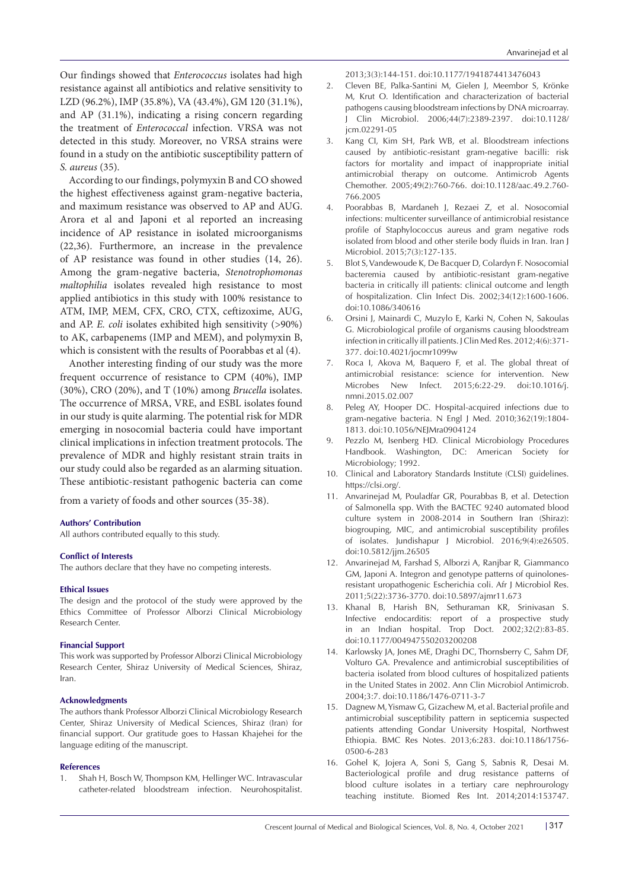Our findings showed that *Enterococcus* isolates had high resistance against all antibiotics and relative sensitivity to LZD (96.2%), IMP (35.8%), VA (43.4%), GM 120 (31.1%), and AP (31.1%), indicating a rising concern regarding the treatment of *Enterococcal* infection. VRSA was not detected in this study. Moreover, no VRSA strains were found in a study on the antibiotic susceptibility pattern of *S. aureus* (35).

According to our findings, polymyxin B and CO showed the highest effectiveness against gram-negative bacteria, and maximum resistance was observed to AP and AUG. Arora et al and Japoni et al reported an increasing incidence of AP resistance in isolated microorganisms (22,36). Furthermore, an increase in the prevalence of AP resistance was found in other studies (14, 26). Among the gram-negative bacteria, *Stenotrophomonas maltophilia* isolates revealed high resistance to most applied antibiotics in this study with 100% resistance to ATM, IMP, MEM, CFX, CRO, CTX, ceftizoxime, AUG, and AP. *E. coli* isolates exhibited high sensitivity (>90%) to AK, carbapenems (IMP and MEM), and polymyxin B, which is consistent with the results of Poorabbas et al (4).

Another interesting finding of our study was the more frequent occurrence of resistance to CPM (40%), IMP (30%), CRO (20%), and T (10%) among *Brucella* isolates. The occurrence of MRSA, VRE, and ESBL isolates found in our study is quite alarming. The potential risk for MDR emerging in nosocomial bacteria could have important clinical implications in infection treatment protocols. The prevalence of MDR and highly resistant strain traits in our study could also be regarded as an alarming situation. These antibiotic-resistant pathogenic bacteria can come from a variety of foods and other sources (35-38).

#### Authors' Contribution

All authors contributed equally to this study.

#### Conflict of Interests

The authors declare that they have no competing interests.

#### Ethical Issues

The design and the protocol of the study were approved by the Ethics Committee of Professor Alborzi Clinical Microbiology Research Center.

#### Financial Support

This work was supported by Professor Alborzi Clinical Microbiology Research Center, Shiraz University of Medical Sciences, Shiraz, Iran.

#### Acknowledgments

The authors thank Professor Alborzi Clinical Microbiology Research Center, Shiraz University of Medical Sciences, Shiraz (Iran) for financial support. Our gratitude goes to Hassan Khajehei for the language editing of the manuscript.

#### References

1. Shah H, Bosch W, Thompson KM, Hellinger WC. Intravascular catheter-related bloodstream infection. Neurohospitalist. 2013;3(3):144-151. doi:10.1177/1941874413476043
2. Cleven BE, Palka-Santini M, Gielen J, Meembor S, Krönke M, Krut O. Identification and characterization of bacterial pathogens causing bloodstream infections by DNA microarray. J Clin Microbiol. 2006;44(7):2389-2397. doi:10.1128/jcm.02291-05
3. Kang CI, Kim SH, Park WB, et al. Bloodstream infections caused by antibiotic-resistant gram-negative bacilli: risk factors for mortality and impact of inappropriate initial antimicrobial therapy on outcome. Antimicrob Agents Chemother. 2005;49(2):760-766. doi:10.1128/aac.49.2.760-766.2005
4. Poorabbas B, Mardaneh J, Rezaei Z, et al. Nosocomial infections: multicenter surveillance of antimicrobial resistance profile of Staphylococcus aureus and gram negative rods isolated from blood and other sterile body fluids in Iran. Iran J Microbiol. 2015;7(3):127-135.
5. Blot S, Vandewoude K, De Bacquer D, Colardyn F. Nosocomial bacteremia caused by antibiotic-resistant gram-negative bacteria in critically ill patients: clinical outcome and length of hospitalization. Clin Infect Dis. 2002;34(12):1600-1606. doi:10.1086/340616
6. Orsini J, Mainardi C, Muzylo E, Karki N, Cohen N, Sakoulas G. Microbiological profile of organisms causing bloodstream infection in critically ill patients. J Clin Med Res. 2012;4(6):371-377. doi:10.4021/jocmr1099w
7. Roca I, Akova M, Baquero F, et al. The global threat of antimicrobial resistance: science for intervention. New Microbes New Infect. 2015;6:22-29. doi:10.1016/j.nmni.2015.02.007
8. Peleg AY, Hooper DC. Hospital-acquired infections due to gram-negative bacteria. N Engl J Med. 2010;362(19):1804-1813. doi:10.1056/NEJMra0904124
9. Pezzlo M, Isenberg HD. Clinical Microbiology Procedures Handbook. Washington, DC: American Society for Microbiology; 1992.
10. Clinical and Laboratory Standards Institute (CLSI) guidelines. https://clsi.org/.
11. Anvarinejad M, Pouladfar GR, Pourabbas B, et al. Detection of Salmonella spp. With the BACTEC 9240 automated blood culture system in 2008-2014 in Southern Iran (Shiraz): biogrouping, MIC, and antimicrobial susceptibility profiles of isolates. Jundishapur J Microbiol. 2016;9(4):e26505. doi:10.5812/jjm.26505
12. Anvarinejad M, Farshad S, Alborzi A, Ranjbar R, Giammanco GM, Japoni A. Integron and genotype patterns of quinolones-resistant uropathogenic Escherichia coli. Afr J Microbiol Res. 2011;5(22):3736-3770. doi:10.5897/ajmr11.673
13. Khanal B, Harish BN, Sethuraman KR, Srinivasan S. Infective endocarditis: report of a prospective study in an Indian hospital. Trop Doct. 2002;32(2):83-85. doi:10.1177/004947550203200208
14. Karlowsky JA, Jones ME, Draghi DC, Thornsberry C, Sahm DF, Volturo GA. Prevalence and antimicrobial susceptibilities of bacteria isolated from blood cultures of hospitalized patients in the United States in 2002. Ann Clin Microbiol Antimicrob. 2004;3:7. doi:10.1186/1476-0711-3-7
15. Dagnew M, Yismaw G, Gizachew M, et al. Bacterial profile and antimicrobial susceptibility pattern in septicemia suspected patients attending Gondar University Hospital, Northwest Ethiopia. BMC Res Notes. 2013;6:283. doi:10.1186/1756-0500-6-283
16. Gohel K, Jojera A, Soni S, Gang S, Sabnis R, Desai M. Bacteriological profile and drug resistance patterns of blood culture isolates in a tertiary care nephrourology teaching institute. Biomed Res Int. 2014;2014:153747.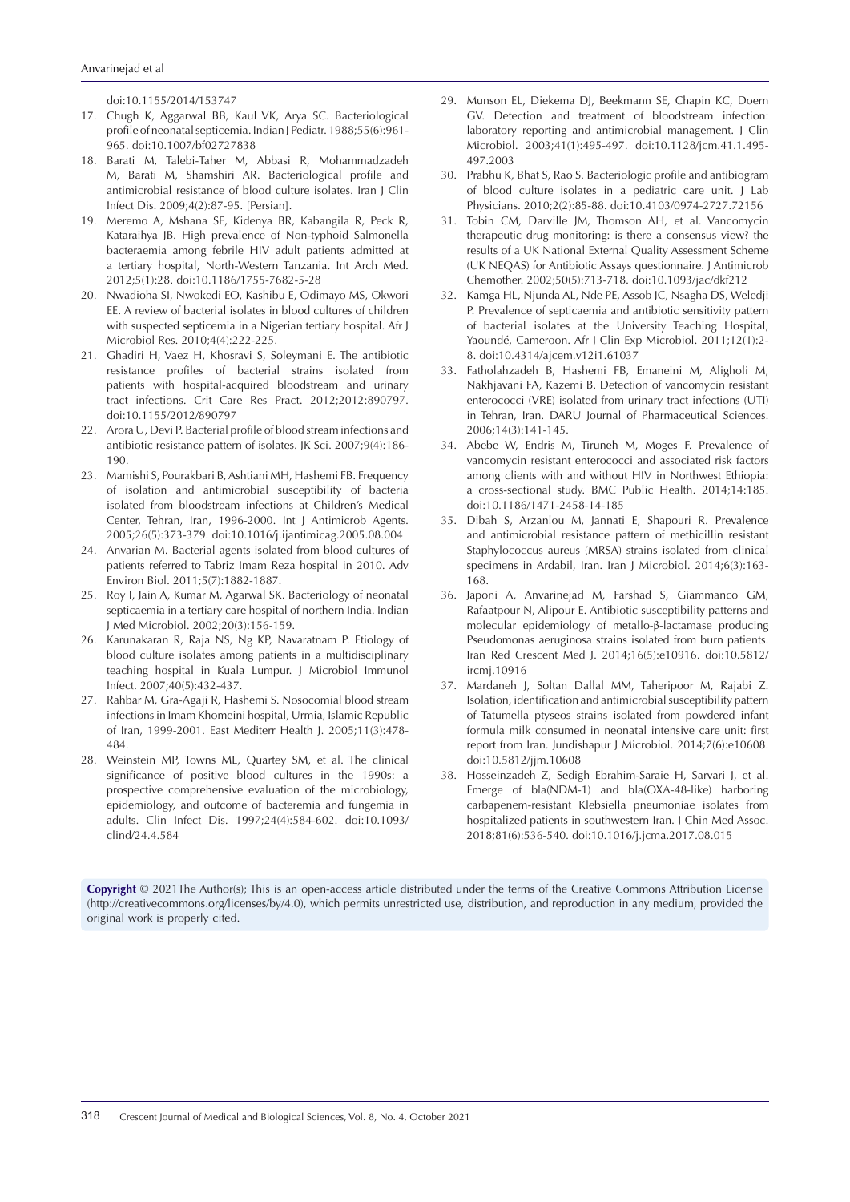doi:10.1155/2014/153747

17. Chugh K, Aggarwal BB, Kaul VK, Arya SC. Bacteriological profile of neonatal septicemia. Indian J Pediatr. 1988;55(6):961-965. doi:10.1007/bf02727838
18. Barati M, Talebi-Taher M, Abbasi R, Mohammadzadeh M, Barati M, Shamshiri AR. Bacteriological profile and antimicrobial resistance of blood culture isolates. Iran J Clin Infect Dis. 2009;4(2):87-95. [Persian].
19. Meremo A, Mshana SE, Kidenya BR, Kabangila R, Peck R, Kataraihya JB. High prevalence of Non-typhoid Salmonella bacteraemia among febrile HIV adult patients admitted at a tertiary hospital, North-Western Tanzania. Int Arch Med. 2012;5(1):28. doi:10.1186/1755-7682-5-28
20. Nwadioha SI, Nwokedi EO, Kashibu E, Odimayo MS, Okwori EE. A review of bacterial isolates in blood cultures of children with suspected septicemia in a Nigerian tertiary hospital. Afr J Microbiol Res. 2010;4(4):222-225.
21. Ghadiri H, Vaez H, Khosravi S, Soleymani E. The antibiotic resistance profiles of bacterial strains isolated from patients with hospital-acquired bloodstream and urinary tract infections. Crit Care Res Pract. 2012;2012:890797. doi:10.1155/2012/890797
22. Arora U, Devi P. Bacterial profile of blood stream infections and antibiotic resistance pattern of isolates. JK Sci. 2007;9(4):186-190.
23. Mamishi S, Pourakbari B, Ashtiani MH, Hashemi FB. Frequency of isolation and antimicrobial susceptibility of bacteria isolated from bloodstream infections at Children's Medical Center, Tehran, Iran, 1996-2000. Int J Antimicrob Agents. 2005;26(5):373-379. doi:10.1016/j.ijantimicag.2005.08.004
24. Anvarian M. Bacterial agents isolated from blood cultures of patients referred to Tabriz Imam Reza hospital in 2010. Adv Environ Biol. 2011;5(7):1882-1887.
25. Roy I, Jain A, Kumar M, Agarwal SK. Bacteriology of neonatal septicaemia in a tertiary care hospital of northern India. Indian J Med Microbiol. 2002;20(3):156-159.
26. Karunakaran R, Raja NS, Ng KP, Navaratnam P. Etiology of blood culture isolates among patients in a multidisciplinary teaching hospital in Kuala Lumpur. J Microbiol Immunol Infect. 2007;40(5):432-437.
27. Rahbar M, Gra-Agaji R, Hashemi S. Nosocomial blood stream infections in Imam Khomeini hospital, Urmia, Islamic Republic of Iran, 1999-2001. East Mediterr Health J. 2005;11(3):478-484.
28. Weinstein MP, Towns ML, Quartey SM, et al. The clinical significance of positive blood cultures in the 1990s: a prospective comprehensive evaluation of the microbiology, epidemiology, and outcome of bacteremia and fungemia in adults. Clin Infect Dis. 1997;24(4):584-602. doi:10.1093/clind/24.4.584
29. Munson EL, Diekema DJ, Beekmann SE, Chapin KC, Doern GV. Detection and treatment of bloodstream infection: laboratory reporting and antimicrobial management. J Clin Microbiol. 2003;41(1):495-497. doi:10.1128/jcm.41.1.495-497.2003
30. Prabhu K, Bhat S, Rao S. Bacteriologic profile and antibiogram of blood culture isolates in a pediatric care unit. J Lab Physicians. 2010;2(2):85-88. doi:10.4103/0974-2727.72156
31. Tobin CM, Darville JM, Thomson AH, et al. Vancomycin therapeutic drug monitoring: is there a consensus view? the results of a UK National External Quality Assessment Scheme (UK NEQAS) for Antibiotic Assays questionnaire. J Antimicrob Chemother. 2002;50(5):713-718. doi:10.1093/jac/dkf212
32. Kamga HL, Njunda AL, Nde PE, Assob JC, Nsagha DS, Weledji P. Prevalence of septicaemia and antibiotic sensitivity pattern of bacterial isolates at the University Teaching Hospital, Yaoundé, Cameroon. Afr J Clin Exp Microbiol. 2011;12(1):2-8. doi:10.4314/ajcem.v12i1.61037
33. Fatholahzadeh B, Hashemi FB, Emaneini M, Aligholi M, Nakhjavani FA, Kazemi B. Detection of vancomycin resistant enterococci (VRE) isolated from urinary tract infections (UTI) in Tehran, Iran. DARU Journal of Pharmaceutical Sciences. 2006;14(3):141-145.
34. Abebe W, Endris M, Tiruneh M, Moges F. Prevalence of vancomycin resistant enterococci and associated risk factors among clients with and without HIV in Northwest Ethiopia: a cross-sectional study. BMC Public Health. 2014;14:185. doi:10.1186/1471-2458-14-185
35. Dibah S, Arzanlou M, Jannati E, Shapouri R. Prevalence and antimicrobial resistance pattern of methicillin resistant Staphylococcus aureus (MRSA) strains isolated from clinical specimens in Ardabil, Iran. Iran J Microbiol. 2014;6(3):163-168.
36. Japoni A, Anvarinejad M, Farshad S, Giammanco GM, Rafaatpour N, Alipour E. Antibiotic susceptibility patterns and molecular epidemiology of metallo-β-lactamase producing Pseudomonas aeruginosa strains isolated from burn patients. Iran Red Crescent Med J. 2014;16(5):e10916. doi:10.5812/ircmj.10916
37. Mardaneh J, Soltan Dallal MM, Taheripoor M, Rajabi Z. Isolation, identification and antimicrobial susceptibility pattern of Tatumella ptyseos strains isolated from powdered infant formula milk consumed in neonatal intensive care unit: first report from Iran. Jundishapur J Microbiol. 2014;7(6):e10608. doi:10.5812/jjm.10608
38. Hosseinzadeh Z, Sedigh Ebrahim-Saraie H, Sarvari J, et al. Emerge of bla(NDM-1) and bla(OXA-48-like) harboring carbapenem-resistant Klebsiella pneumoniae isolates from hospitalized patients in southwestern Iran. J Chin Med Assoc. 2018;81(6):536-540. doi:10.1016/j.jcma.2017.08.015

**Copyright** © 2021The Author(s); This is an open-access article distributed under the terms of the Creative Commons Attribution License (http://creativecommons.org/licenses/by/4.0), which permits unrestricted use, distribution, and reproduction in any medium, provided the original work is properly cited.